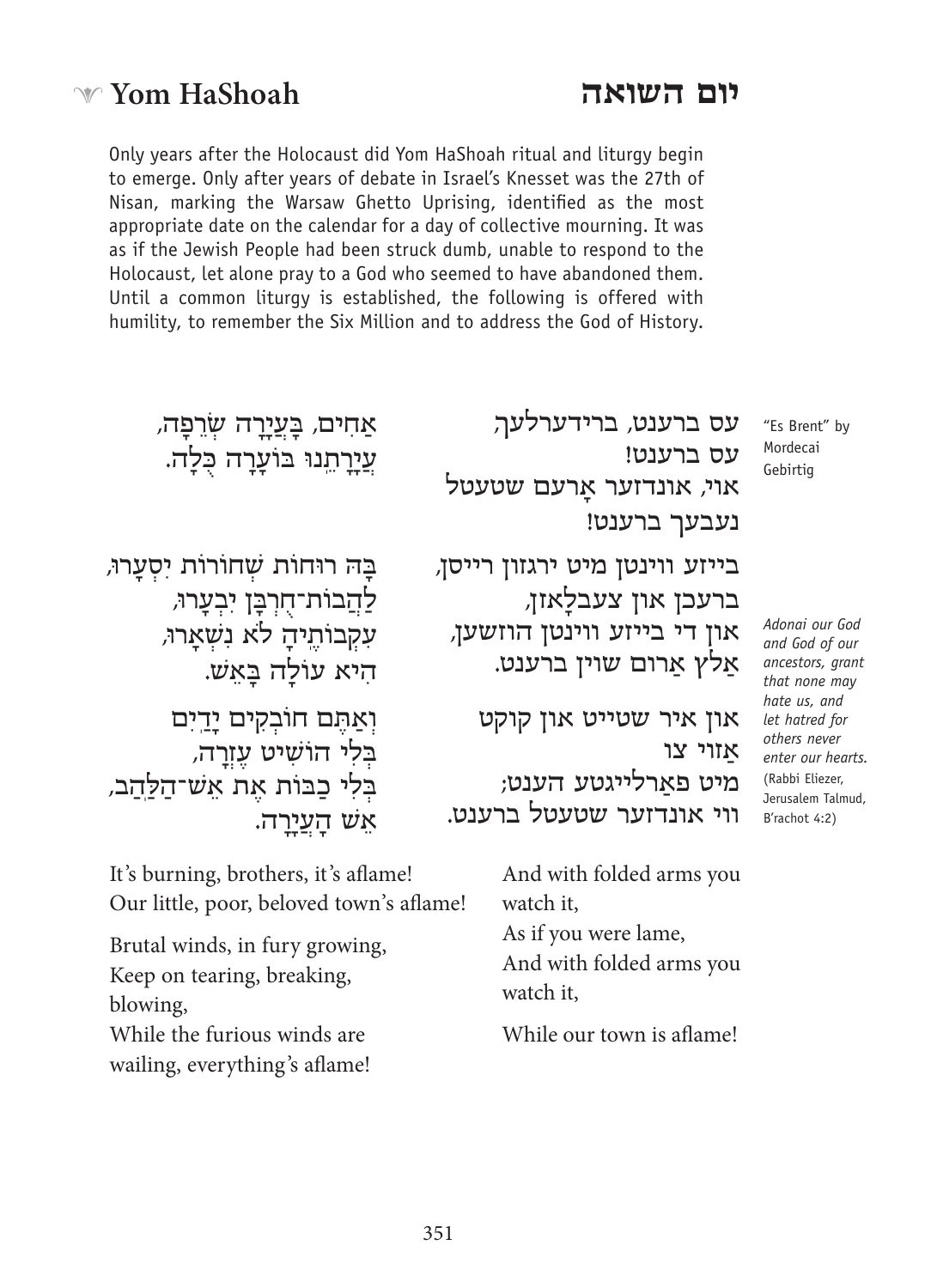# Yom HaShoah יום השואה

Only years after the Holocaust did Yom HaShoah ritual and liturgy begin to emerge. Only after years of debate in Israel's Knesset was the 27th of Nisan, marking the Warsaw Ghetto Uprising, identified as the most appropriate date on the calendar for a day of collective mourning. It was as if the Jewish People had been struck dumb, unable to respond to the Holocaust, let alone pray to a God who seemed to have abandoned them. Until a common liturgy is established, the following is offered with humility, to remember the Six Million and to address the God of History.

"Es Brent" by Mordecai Gebirtig

עס ברענט, ברידערלעך,
עס ברענט!
אוי, אונדזער אָרעם שטעטל
נעבעך ברענט!

בייזע ווינטן מיט ירגזון רייסן,
ברעכן און צעבלאָזן,
און די בייזע ווינטן הוזשען,
אַלץ אַרום שוין ברענט.

און איר שטייט און קוקט
אַזוי צו
מיט פאַרלייגטע הענט;
ווי אונדזער שטעטל ברענט.

אַחִים, בְּעֵירָה שְׂרֵפָה,
עֲיָרָתֵנוּ בּוֹעֵרָה כֻּלָּהּ.

בָּהּ רוּחוֹת שְׁחוֹרוֹת יִסְעָרוּ,
לַהֲבוֹת־חָרְבָּן יִבְעָרוּ,
עִקְּבוֹתֶיהָ לֹא נִשְׁאָרוּ,
הִיא עוֹלָה בָּאֵשׁ.

וְאַתֶּם חוֹבְקִים יָדַיִם
בְּלִי הוֹשִׁיט עֶזְרָה,
בְּלִי כַבּוֹת אֶת אֵשׁ־הַלַּהַב,
אֵשׁ הָעֲיָרָה.

It's burning, brothers, it's aflame!
Our little, poor, beloved town's aflame!

Brutal winds, in fury growing,
Keep on tearing, breaking,
blowing,
While the furious winds are
wailing, everything's aflame!

And with folded arms you
watch it,
As if you were lame,
And with folded arms you
watch it,

While our town is aflame!

*Adonai our God and God of our ancestors, grant that none may hate us, and let hatred for others never enter our hearts.* (Rabbi Eliezer, Jerusalem Talmud, B'rachot 4:2)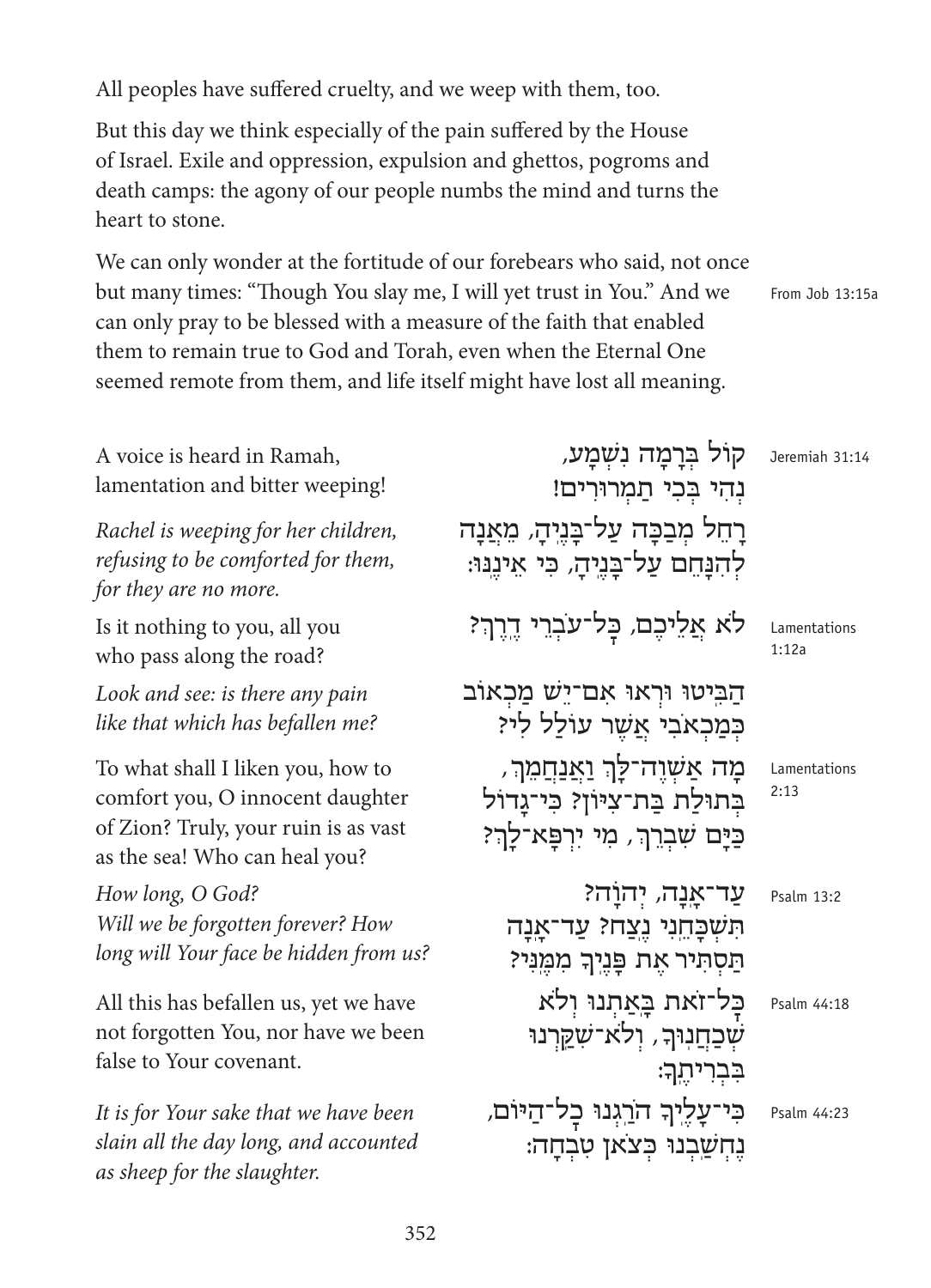All peoples have suffered cruelty, and we weep with them, too.

But this day we think especially of the pain suffered by the House of Israel. Exile and oppression, expulsion and ghettos, pogroms and death camps: the agony of our people numbs the mind and turns the heart to stone.

We can only wonder at the fortitude of our forebears who said, not once but many times: "Though You slay me, I will yet trust in You." And we can only pray to be blessed with a measure of the faith that enabled them to remain true to God and Torah, even when the Eternal One seemed remote from them, and life itself might have lost all meaning.

From Job 13:15a

Jeremiah 31:14

קוֹל בְּרָמָה נִשְׁמָע,
נְהִי בְּכִי תַמְרוּרִים!
רָחֵל מְבַכָּה עַל־בָּנֶיהָ, מֵאֲנָה
לְהִנָּחֵם עַל־בָּנֶיהָ, כִּי אֵינֶנּוּ:

A voice is heard in Ramah,
lamentation and bitter weeping!

*Rachel is weeping for her children,*
*refusing to be comforted for them,*
*for they are no more.*

Lamentations 1:12a

לֹא אֲלֵיכֶם, כָּל־עֹבְרֵי דֶרֶךְ?
הַבִּיטוּ וּרְאוּ אִם־יֵשׁ מַכְאוֹב
כְּמַכְאֹבִי אֲשֶׁר עוֹלַל לִי?

Is it nothing to you, all you
who pass along the road?

*Look and see: is there any pain*
*like that which has befallen me?*

Lamentations 2:13

מָה אַשְׁוֶה־לָּךְ וַאֲנַחֲמֵךְ,
בְּתוּלַת בַּת־צִיּוֹן? כִּי־גָדוֹל
כַּיָּם שִׁבְרֵךְ, מִי יִרְפָּא־לָךְ?

To what shall I liken you, how to
comfort you, O innocent daughter
of Zion? Truly, your ruin is as vast
as the sea! Who can heal you?

Psalm 13:2

עַד־אָנָה, יְהוָה?
תִּשְׁכָּחֵנִי נֶצַח? עַד־אָנָה
תַּסְתִּיר אֶת פָּנֶיךָ מִמֶּנִּי?

*How long, O God?*
*Will we be forgotten forever? How*
*long will Your face be hidden from us?*

Psalm 44:18

כָּל־זֹאת בָּאַתְנוּ וְלֹא
שְׁכַחֲנוּךָ, וְלֹא־שִׁקַּרְנוּ
בִּבְרִיתֶךָ:

All this has befallen us, yet we have
not forgotten You, nor have we been
false to Your covenant.

Psalm 44:23

כִּי־עָלֶיךָ הֹרַגְנוּ כָל־הַיּוֹם,
נֶחְשַׁבְנוּ כְּצֹאן טִבְחָה:

*It is for Your sake that we have been*
*slain all the day long, and accounted*
*as sheep for the slaughter.*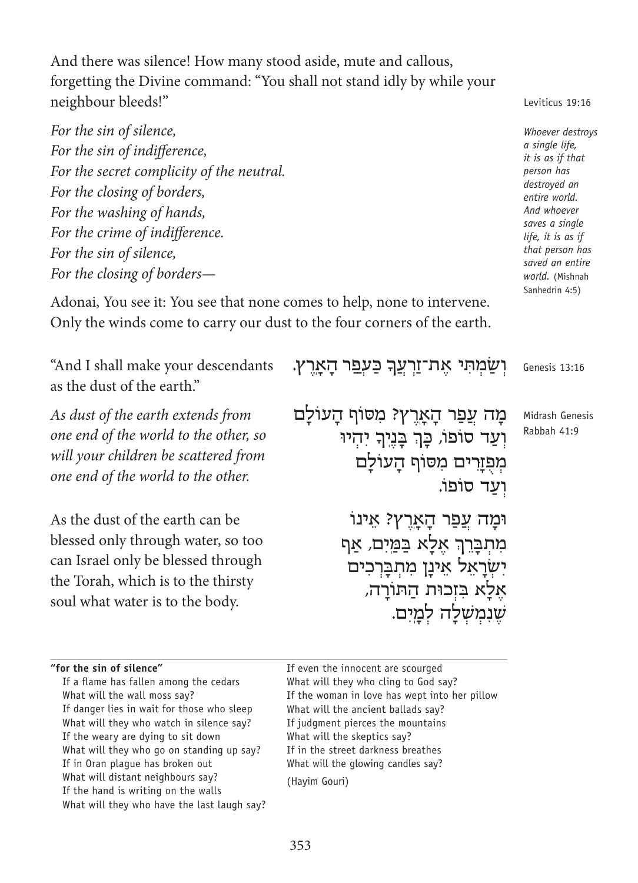And there was silence! How many stood aside, mute and callous, forgetting the Divine command: "You shall not stand idly by while your neighbour bleeds!"

Leviticus 19:16

*For the sin of silence,*
*For the sin of indifference,*
*For the secret complicity of the neutral.*
*For the closing of borders,*
*For the washing of hands,*
*For the crime of indifference.*
*For the sin of silence,*
*For the closing of borders—*

*Whoever destroys a single life, it is as if that person has destroyed an entire world. And whoever saves a single life, it is as if that person has saved an entire world.* (Mishnah Sanhedrin 4:5)

Adonai, You see it: You see that none comes to help, none to intervene. Only the winds come to carry our dust to the four corners of the earth.

וְשַׂמְתִּי אֶת־זַרְעֲךָ כַּעֲפַר הָאָרֶץ.

Genesis 13:16

"And I shall make your descendants as the dust of the earth."

מָה עֲפַר הָאָרֶץ? מִסּוֹף הָעוֹלָם וְעַד סוֹפוֹ, כָּךְ בָּנֶיךָ יִהְיוּ מְפֻזָּרִים מִסּוֹף הָעוֹלָם וְעַד סוֹפוֹ.

Midrash Genesis Rabbah 41:9

*As dust of the earth extends from one end of the world to the other, so will your children be scattered from one end of the world to the other.*

וּמָה עֲפַר הָאָרֶץ? אֵינוֹ מִתְבָּרֵךְ אֶלָּא בַּמַּיִם, אַף יִשְׂרָאֵל אֵינָן מִתְבָּרְכִים אֶלָּא בִּזְכוּת הַתּוֹרָה, שֶׁנִּמְשְׁלָה לְמָיִם.

As the dust of the earth can be blessed only through water, so too can Israel only be blessed through the Torah, which is to the thirsty soul what water is to the body.

---

**"for the sin of silence"**

If a flame has fallen among the cedars
What will the wall moss say?
If danger lies in wait for those who sleep
What will they who watch in silence say?
If the weary are dying to sit down
What will they who go on standing up say?
If in Oran plague has broken out
What will distant neighbours say?
If the hand is writing on the walls
What will they who have the last laugh say?
If even the innocent are scourged
What will they who cling to God say?
If the woman in love has wept into her pillow
What will the ancient ballads say?
If judgment pierces the mountains
What will the skeptics say?
If in the street darkness breathes
What will the glowing candles say?

(Hayim Gouri)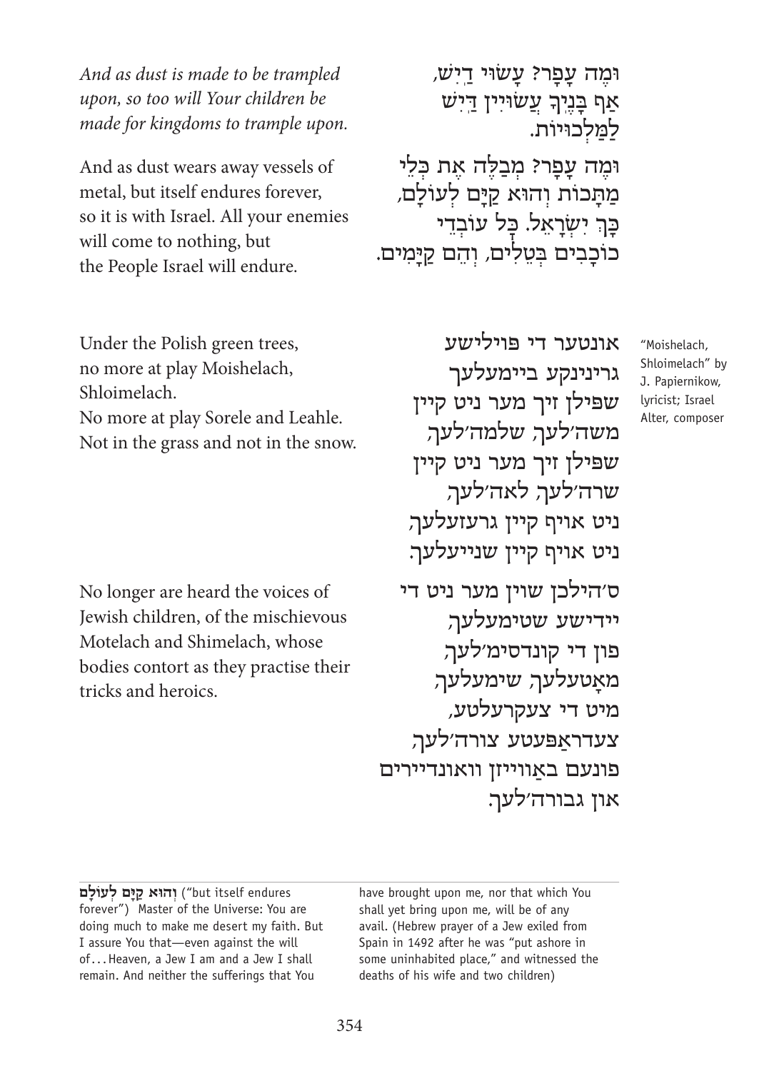וּמָה עָפָר? עָשׂוּי דַּיִשׁ,
אַף בָּנֶיךָ עֲשׂוּיִין דַּיִשׁ
לַמַּלְכוּיוֹת.

*And as dust is made to be trampled upon, so too will Your children be made for kingdoms to trample upon.*

וּמָה עָפָר? מְבַלֶּה אֶת כְּלֵי
מַתָּכוֹת וְהוּא קַיָּם לְעוֹלָם,
כָּךְ יִשְׂרָאֵל. כָּל עוֹבְדֵי
כוֹכָבִים בְּטֵלִים, וְהֵם קַיָּמִים.

And as dust wears away vessels of metal, but itself endures forever, so it is with Israel. All your enemies will come to nothing, but the People Israel will endure.

"Moishelach, Shloimelach" by J. Papiernikow, lyricist; Israel Alter, composer

אונטער די פּוילישע
גרינינקע ביימעלעך
שפּילן זיך מער ניט קיין
משה׳לעך, שלמה׳לעך,
שפּילן זיך מער ניט קיין
שרה׳לעך, לאה׳לעך,
ניט אויף קיין גרעזעלעך,
ניט אויף קיין שנייעלעך.

Under the Polish green trees,
no more at play Moishelach,
Shloimelach.
No more at play Sorele and Leahle.
Not in the grass and not in the snow.

ס׳הילכן שוין מער ניט די
יידישע שטימעלעך,
פון די קונדסים׳לעך,
מאָטעלעך, שימעלעך,
מיט די צעקרעלטע,
צעדראַפּעטע צורה׳לעך,
פונעם באַווייזן וואונדיירים
און גבורה׳לעך.

No longer are heard the voices of Jewish children, of the mischievous Motelach and Shimelach, whose bodies contort as they practise their tricks and heroics.

---

**וְהוּא קַיָּם לְעוֹלָם** ("but itself endures forever") Master of the Universe: You are doing much to make me desert my faith. But I assure You that—even against the will of... Heaven, a Jew I am and a Jew I shall remain. And neither the sufferings that You have brought upon me, nor that which You shall yet bring upon me, will be of any avail. (Hebrew prayer of a Jew exiled from Spain in 1492 after he was "put ashore in some uninhabited place," and witnessed the deaths of his wife and two children)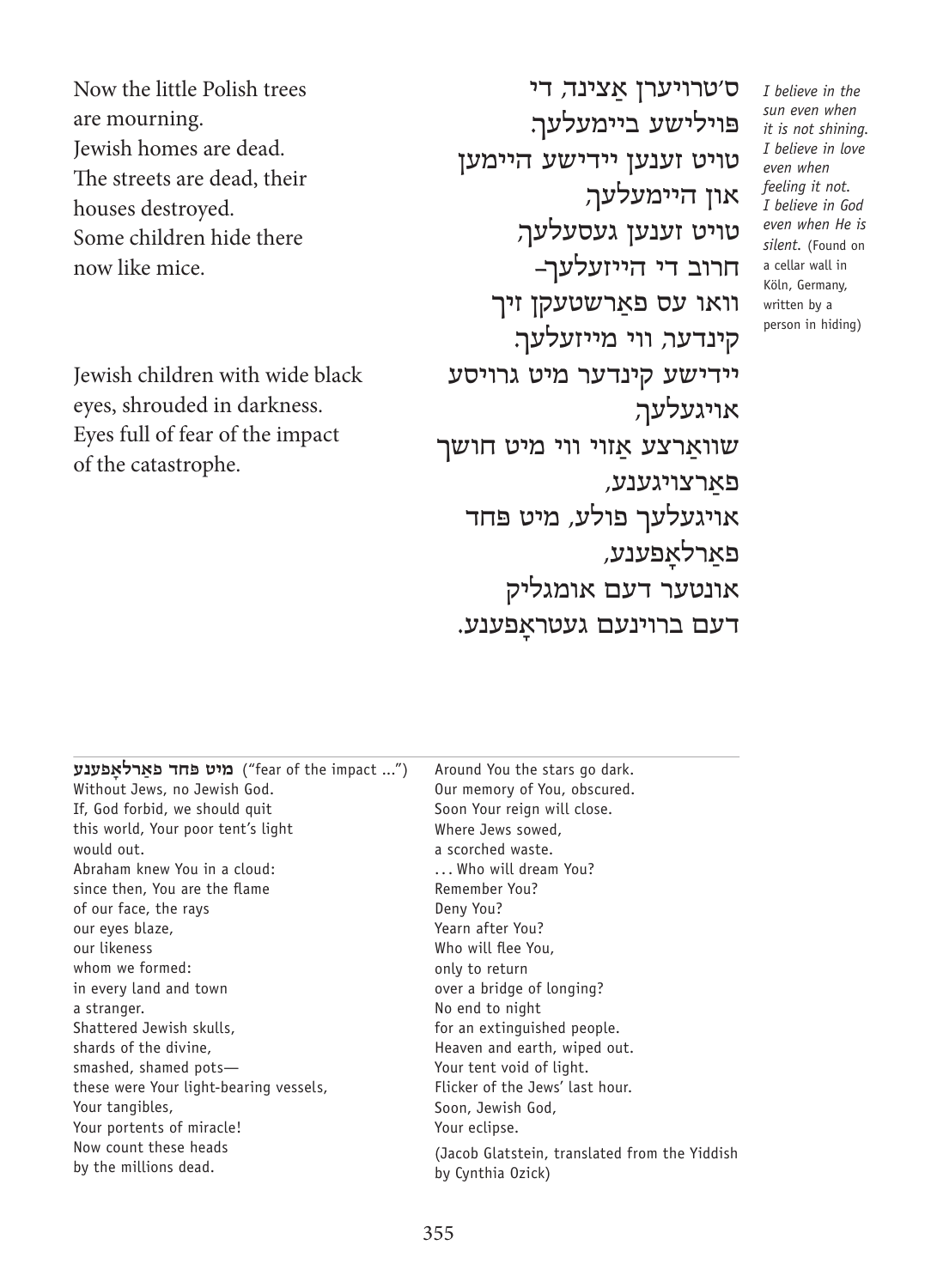Now the little Polish trees
are mourning.
Jewish homes are dead.
The streets are dead, their
houses destroyed.
Some children hide there
now like mice.

Jewish children with wide black
eyes, shrouded in darkness.
Eyes full of fear of the impact
of the catastrophe.

ס׳טרויערן אַצינד, די
פּוילישע ביימעלעך.
טויט זענען יידישע היימען
און היימעלעך,
טויט זענען געסעלעך,
חרוב די הייזעלעך–
וואו עס פאַרשטעקן זיך
קינדער, ווי מייזעלעך.
יידישע קינדער מיט גרויסע
אויגעלעך,
שוואַרצע אַזוי ווי מיט חושך
פאַרצויגענע,
אויגעלעך פולע, מיט פּחד
פאַרלאָפענע,
אונטער דעם אומגליק
דעם ברוינעם געטראָפענע.

*I believe in the sun even when it is not shining. I believe in love even when feeling it not. I believe in God even when He is silent.* (Found on a cellar wall in Köln, Germany, written by a person in hiding)

---

**מיט פּחד פאַרלאָפענע** ("fear of the impact ...")
Without Jews, no Jewish God.
If, God forbid, we should quit
this world, Your poor tent's light
would out.
Abraham knew You in a cloud:
since then, You are the flame
of our face, the rays
our eyes blaze,
our likeness
whom we formed:
in every land and town
a stranger.
Shattered Jewish skulls,
shards of the divine,
smashed, shamed pots—
these were Your light-bearing vessels,
Your tangibles,
Your portents of miracle!
Now count these heads
by the millions dead.
Around You the stars go dark.
Our memory of You, obscured.
Soon Your reign will close.
Where Jews sowed,
a scorched waste.
. . . Who will dream You?
Remember You?
Deny You?
Yearn after You?
Who will flee You,
only to return
over a bridge of longing?
No end to night
for an extinguished people.
Heaven and earth, wiped out.
Your tent void of light.
Flicker of the Jews' last hour.
Soon, Jewish God,
Your eclipse.

(Jacob Glatstein, translated from the Yiddish by Cynthia Ozick)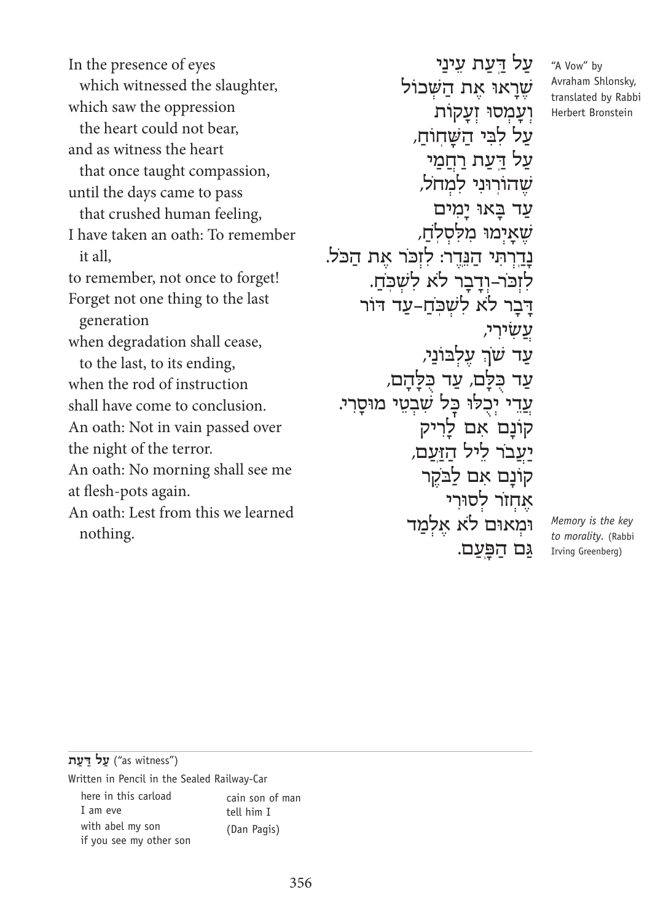עַל דַּעַת עֵינַי
שֶׁרָאוּ אֶת הַשְּׁכוֹל
וְעָמְסוּ זְעָקוֹת
עַל לִבִּי הַשָּׁחוֹחַ,
עַל דַּעַת רַחֲמַי
שֶׁהוֹרוּנִי לִמְחֹל,
עַד בָּאוּ יָמִים
שֶׁאָיְמוּ מִלְּסְלֹחַ,
נָדַרְתִּי הַנֵּדֶר: לִזְכֹּר אֶת הַכֹּל.
לִזְכֹּר–וְדָבָר לֹא לִשְׁכֹּחַ.
דָּבָר לֹא לִשְׁכֹּחַ–עַד דּוֹר
עֲשִׂירִי,
עַד שֹׁךְ עֶלְבּוֹנִי,
עַד כֻּלָּם, עַד כְּלָהֶם,
עֲדֵי יִכְלוּ כָּל שִׁבְטֵי מוּסָרִי.
קוֹנָם אִם לָרִיק
יַעֲבֹר לֵיל הַזַּעַם,
קוֹנָם אִם לַבֹּקֶר
אֶחֱזֹר לְסוּרִי
וּמְאוּם לֹא אֶלְמַד
גַּם הַפָּעַם.

In the presence of eyes
which witnessed the slaughter,
which saw the oppression
the heart could not bear,
and as witness the heart
that once taught compassion,
until the days came to pass
that crushed human feeling,
I have taken an oath: To remember it all,
to remember, not once to forget!
Forget not one thing to the last generation
when degradation shall cease,
to the last, to its ending,
when the rod of instruction
shall have come to conclusion.
An oath: Not in vain passed over
the night of the terror.
An oath: No morning shall see me
at flesh-pots again.
An oath: Lest from this we learned nothing.

"A Vow" by Avraham Shlonsky, translated by Rabbi Herbert Bronstein

*Memory is the key to morality.* (Rabbi Irving Greenberg)

---

**עַל דַּעַת** ("as witness")

Written in Pencil in the Sealed Railway-Car

here in this carload
I am eve
with abel my son
if you see my other son
cain son of man
tell him I

(Dan Pagis)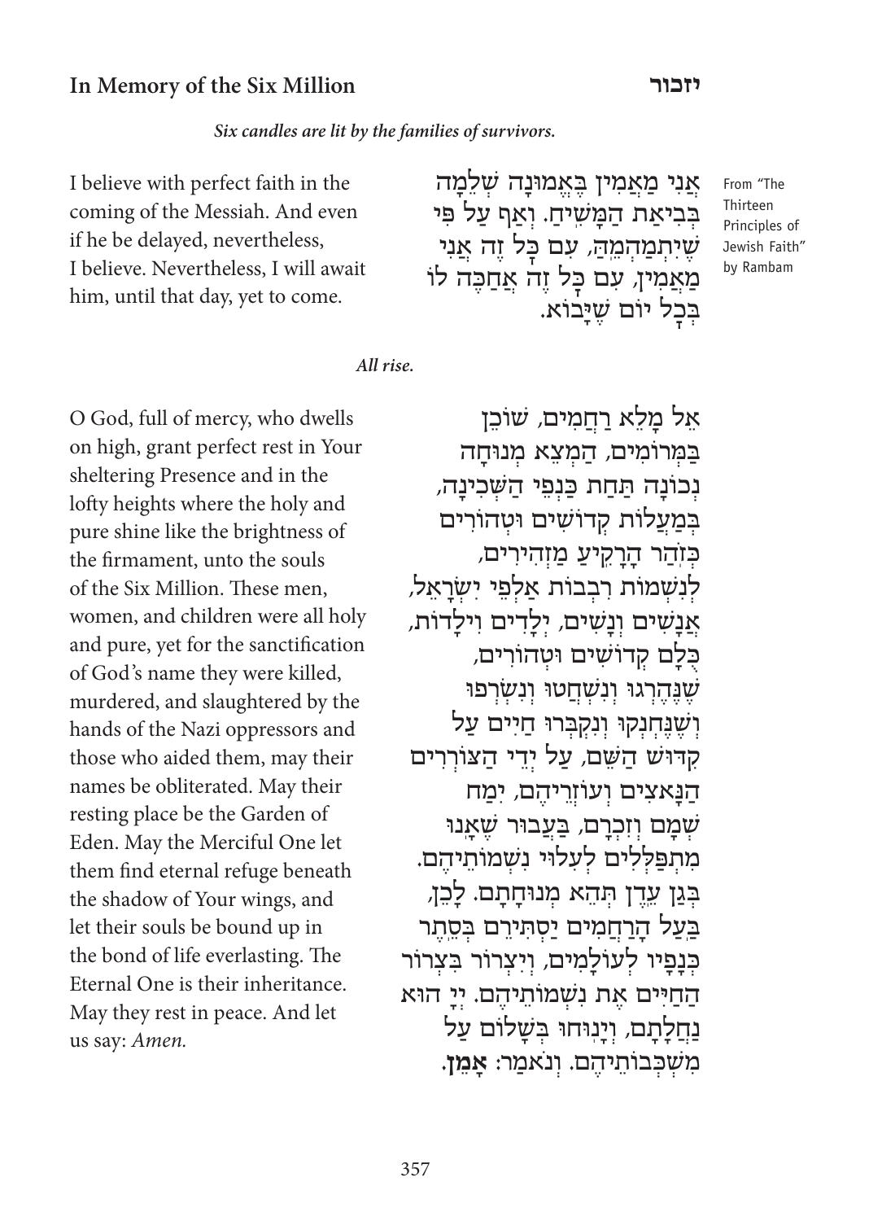## In Memory of the Six Million

## יזכור

***Six candles are lit by the families of survivors.***

I believe with perfect faith in the coming of the Messiah. And even if he be delayed, nevertheless, I believe. Nevertheless, I will await him, until that day, yet to come.

אֲנִי מַאֲמִין בֶּאֱמוּנָה שְׁלֵמָה בְּבִיאַת הַמָּשִׁיחַ. וְאַף עַל פִּי שֶׁיִּתְמַהְמֵהַּ, עִם כָּל זֶה אֲנִי מַאֲמִין, עִם כָּל זֶה אֲחַכֶּה לוֹ בְּכָל יוֹם שֶׁיָּבוֹא.

From "The Thirteen Principles of Jewish Faith" by Rambam

***All rise.***

O God, full of mercy, who dwells on high, grant perfect rest in Your sheltering Presence and in the lofty heights where the holy and pure shine like the brightness of the firmament, unto the souls of the Six Million. These men, women, and children were all holy and pure, yet for the sanctification of God's name they were killed, murdered, and slaughtered by the hands of the Nazi oppressors and those who aided them, may their names be obliterated. May their resting place be the Garden of Eden. May the Merciful One let them find eternal refuge beneath the shadow of Your wings, and let their souls be bound up in the bond of life everlasting. The Eternal One is their inheritance. May they rest in peace. And let us say: *Amen.*

אֵל מָלֵא רַחֲמִים, שׁוֹכֵן בַּמְּרוֹמִים, הַמְצֵא מְנוּחָה נְכוֹנָה תַּחַת כַּנְפֵי הַשְּׁכִינָה, בְּמַעֲלוֹת קְדוֹשִׁים וּטְהוֹרִים כְּזֹהַר הָרָקִיעַ מַזְהִירִים, לְנִשְׁמוֹת רִבְבוֹת אַלְפֵי יִשְׂרָאֵל, אֲנָשִׁים וְנָשִׁים, יְלָדִים וִילָדוֹת, כֻּלָּם קְדוֹשִׁים וּטְהוֹרִים, שֶׁנֶּהֶרְגוּ וְנִשְׁחֲטוּ וְנִשְׂרְפוּ וְשֶׁנֶּחְנְקוּ וְנִקְבְּרוּ חַיִּים עַל קִדּוּשׁ הַשֵּׁם, עַל יְדֵי הַצּוֹרְרִים הַנָּאצִים וְעוֹזְרֵיהֶם, יִמַּח שְׁמָם וְזִכְרָם, בַּעֲבוּר שֶׁאָנוּ מִתְפַּלְּלִים לְעִלּוּי נִשְׁמוֹתֵיהֶם. בְּגַן עֵדֶן תְּהֵא מְנוּחָתָם. לָכֵן, בַּעַל הָרַחֲמִים יַסְתִּירֵם בְּסֵתֶר כְּנָפָיו לְעוֹלָמִים, וְיִצְרוֹר בִּצְרוֹר הַחַיִּים אֶת נִשְׁמוֹתֵיהֶם. יְיָ הוּא נַחֲלָתָם, וְיָנוּחוּ בְּשָׁלוֹם עַל מִשְׁכְּבוֹתֵיהֶם. וְנֹאמַר: **אָמֵן.**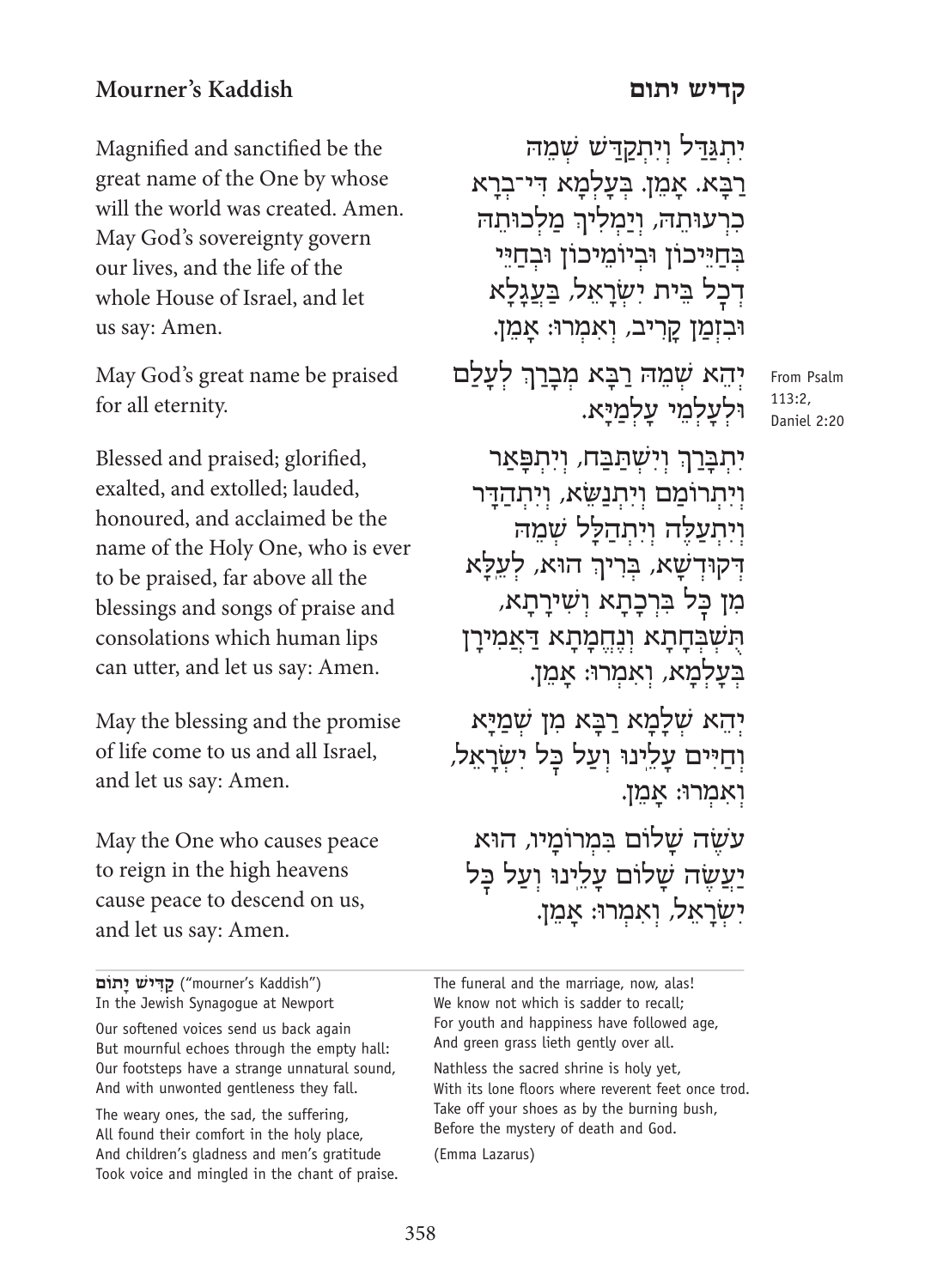## Mourner's Kaddish

## קדיש יתום

Magnified and sanctified be the great name of the One by whose will the world was created. Amen. May God's sovereignty govern our lives, and the life of the whole House of Israel, and let us say: Amen.

יִתְגַּדַּל וְיִתְקַדַּשׁ שְׁמֵהּ רַבָּא. אָמֵן. בְּעָלְמָא דִּי־בְרָא כִרְעוּתֵהּ, וְיַמְלִיךְ מַלְכוּתֵהּ בְּחַיֵּיכוֹן וּבְיוֹמֵיכוֹן וּבְחַיֵּי דְכָל בֵּית יִשְׂרָאֵל, בַּעֲגָלָא וּבִזְמַן קָרִיב, וְאִמְרוּ: אָמֵן.

May God's great name be praised for all eternity.

יְהֵא שְׁמֵהּ רַבָּא מְבָרַךְ לְעָלַם וּלְעָלְמֵי עָלְמַיָּא.

From Psalm 113:2, Daniel 2:20

Blessed and praised; glorified, exalted, and extolled; lauded, honoured, and acclaimed be the name of the Holy One, who is ever to be praised, far above all the blessings and songs of praise and consolations which human lips can utter, and let us say: Amen.

יִתְבָּרַךְ וְיִשְׁתַּבַּח, וְיִתְפָּאַר וְיִתְרוֹמַם וְיִתְנַשֵּׂא, וְיִתְהַדָּר וְיִתְעַלֶּה וְיִתְהַלָּל שְׁמֵהּ דְּקוּדְשָׁא, בְּרִיךְ הוּא, לְעֵלָּא מִן כָּל בִּרְכָתָא וְשִׁירָתָא, תֻּשְׁבְּחָתָא וְנֶחֱמָתָא דַּאֲמִירָן בְּעָלְמָא, וְאִמְרוּ: אָמֵן.

May the blessing and the promise of life come to us and all Israel, and let us say: Amen.

יְהֵא שְׁלָמָא רַבָּא מִן שְׁמַיָּא וְחַיִּים עָלֵינוּ וְעַל כָּל יִשְׂרָאֵל, וְאִמְרוּ: אָמֵן.

May the One who causes peace to reign in the high heavens cause peace to descend on us, and let us say: Amen.

עֹשֶׂה שָׁלוֹם בִּמְרוֹמָיו, הוּא יַעֲשֶׂה שָׁלוֹם עָלֵינוּ וְעַל כָּל יִשְׂרָאֵל, וְאִמְרוּ: אָמֵן.

---

**קַדִּישׁ יָתוֹם** ("mourner's Kaddish")
In the Jewish Synagogue at Newport

Our softened voices send us back again
But mournful echoes through the empty hall:
Our footsteps have a strange unnatural sound,
And with unwonted gentleness they fall.

The weary ones, the sad, the suffering,
All found their comfort in the holy place,
And children's gladness and men's gratitude
Took voice and mingled in the chant of praise.

The funeral and the marriage, now, alas!
We know not which is sadder to recall;
For youth and happiness have followed age,
And green grass lieth gently over all.

Nathless the sacred shrine is holy yet,
With its lone floors where reverent feet once trod.
Take off your shoes as by the burning bush,
Before the mystery of death and God.

(Emma Lazarus)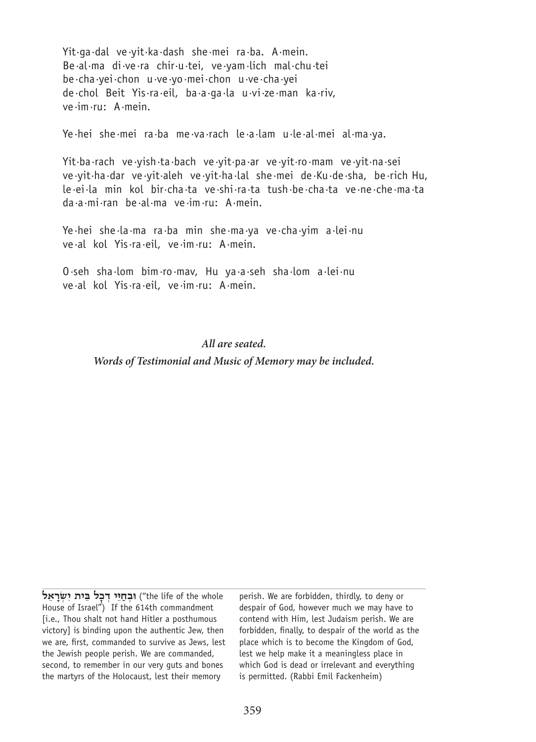Yit·ga·dal ve·yit·ka·dash she·mei ra·ba. A·mein.
Be·al·ma di·ve·ra chir·u·tei, ve·yam·lich mal·chu·tei
be·cha·yei·chon u·ve·yo·mei·chon u·ve·cha·yei
de·chol Beit Yis·ra·eil, ba·a·ga·la u·vi·ze·man ka·riv,
ve·im·ru: A·mein.

Ye·hei she·mei ra·ba me·va·rach le·a·lam u·le·al·mei al·ma·ya.

Yit·ba·rach ve·yish·ta·bach ve·yit·pa·ar ve·yit·ro·mam ve·yit·na·sei
ve·yit·ha·dar ve·yit·aleh ve·yit·ha·lal she·mei de·Ku·de·sha, be·rich Hu,
le·ei·la min kol bir·cha·ta ve·shi·ra·ta tush·be·cha·ta ve·ne·che·ma·ta
da·a·mi·ran be·al·ma ve·im·ru: A·mein.

Ye·hei she·la·ma ra·ba min she·ma·ya ve·cha·yim a·lei·nu
ve·al kol Yis·ra·eil, ve·im·ru: A·mein.

O·seh sha·lom bim·ro·mav, Hu ya·a·seh sha·lom a·lei·nu
ve·al kol Yis·ra·eil, ve·im·ru: A·mein.

***All are seated.***
***Words of Testimonial and Music of Memory may be included.***

---

**וּבְחַיֵּי דְכָל בֵּית יִשְׂרָאֵל** ("the life of the whole House of Israel") If the 614th commandment [i.e., Thou shalt not hand Hitler a posthumous victory] is binding upon the authentic Jew, then we are, first, commanded to survive as Jews, lest the Jewish people perish. We are commanded, second, to remember in our very guts and bones the martyrs of the Holocaust, lest their memory perish. We are forbidden, thirdly, to deny or despair of God, however much we may have to contend with Him, lest Judaism perish. We are forbidden, finally, to despair of the world as the place which is to become the Kingdom of God, lest we help make it a meaningless place in which God is dead or irrelevant and everything is permitted. (Rabbi Emil Fackenheim)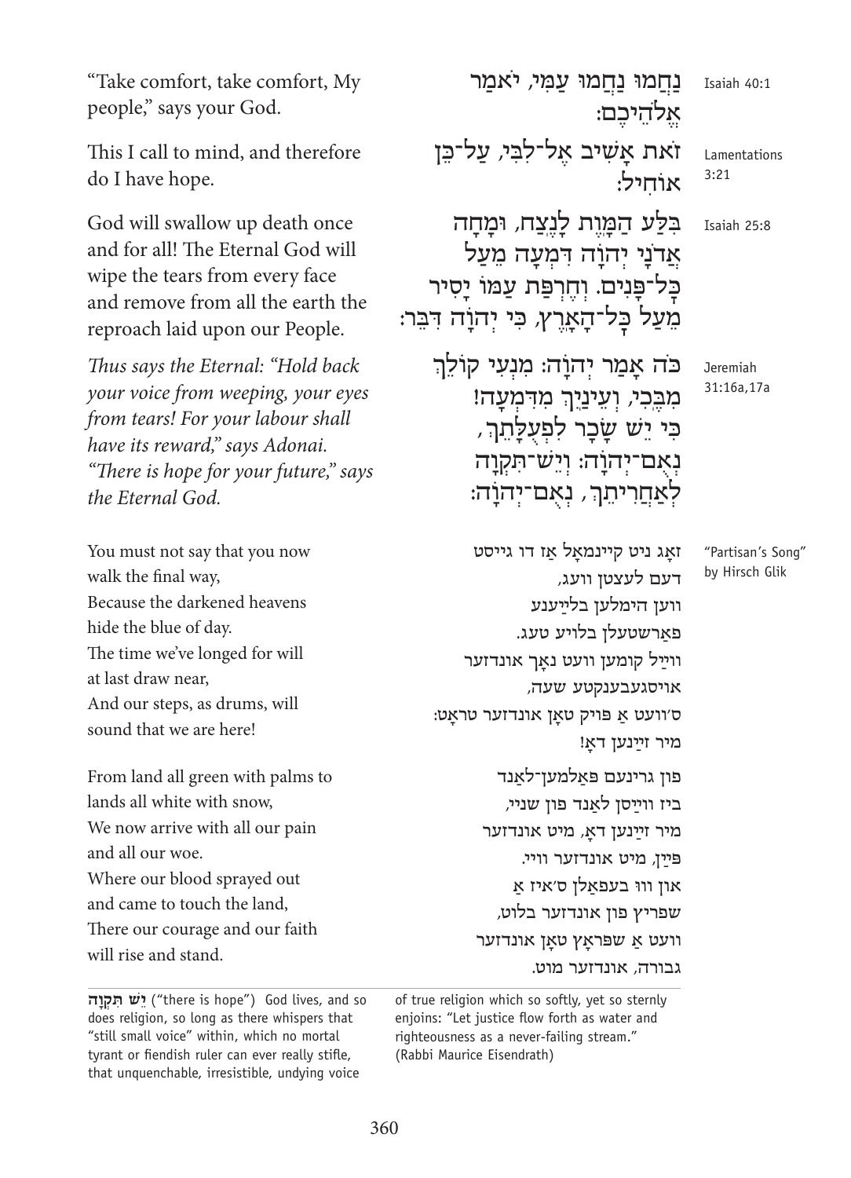נַחֲמוּ נַחֲמוּ עַמִּי, יֹאמַר אֱלֹהֵיכֶם׃

Isaiah 40:1

"Take comfort, take comfort, My people," says your God.

זֹאת אָשִׁיב אֶל־לִבִּי, עַל־כֵּן אוֹחִיל׃

Lamentations 3:21

This I call to mind, and therefore do I have hope.

בִּלַּע הַמָּוֶת לָנֶצַח, וּמָחָה אֲדֹנָי יְהוָֹה דִּמְעָה מֵעַל כָּל־פָּנִים. וְחֶרְפַּת עַמּוֹ יָסִיר מֵעַל כָּל־הָאָרֶץ, כִּי יְהוָֹה דִּבֵּר׃

Isaiah 25:8

God will swallow up death once and for all! The Eternal God will wipe the tears from every face and remove from all the earth the reproach laid upon our People.

כֹּה אָמַר יְהוָֹה: מִנְעִי קוֹלֵךְ מִבֶּכִי, וְעֵינַיִךְ מִדִּמְעָה! כִּי יֵשׁ שָׂכָר לִפְעֻלָּתֵךְ, נְאֻם־יְהוָֹה: וְיֵשׁ־תִּקְוָה לְאַחֲרִיתֵךְ, נְאֻם־יְהוָֹה׃

Jeremiah 31:16a,17a

*Thus says the Eternal: "Hold back your voice from weeping, your eyes from tears! For your labour shall have its reward," says Adonai. "There is hope for your future," says the Eternal God.*

"Partisan's Song" by Hirsch Glik

זאָג ניט קיינמאָל אַז דו גייסט
דעם לעצטן וועג,
ווען הימלען בלײַענע
פֿאַרשטעלן בלויע טעג.
ווײַל קומען וועט נאָך אונדזער
אויסגעבענקטע שעה,
ס׳וועט אַ פּויק טאָן אונדזער טראָט:
מיר זײַנען דאָ!

You must not say that you now walk the final way,
Because the darkened heavens hide the blue of day.
The time we've longed for will at last draw near,
And our steps, as drums, will sound that we are here!

פֿון גרינעם פּאַלמען־לאַנד
ביז ווײַסן לאַנד פֿון שניי,
מיר זײַנען דאָ, מיט אונדזער
פּײַן, מיט אונדזער וויי.
און ווּ בעפּאַלן ס׳איז אַ
שפּריץ פֿון אונדזער בלוט,
וועט אַ שפּראָץ טאָן אונדזער
גבֿורה, אונדזער מוט.

From land all green with palms to lands all white with snow,
We now arrive with all our pain and all our woe.
Where our blood sprayed out and came to touch the land,
There our courage and our faith will rise and stand.

**יֵשׁ תִּקְוָה** ("there is hope") God lives, and so does religion, so long as there whispers that "still small voice" within, which no mortal tyrant or fiendish ruler can ever really stifle, that unquenchable, irresistible, undying voice of true religion which so softly, yet so sternly enjoins: "Let justice flow forth as water and righteousness as a never-failing stream." (Rabbi Maurice Eisendrath)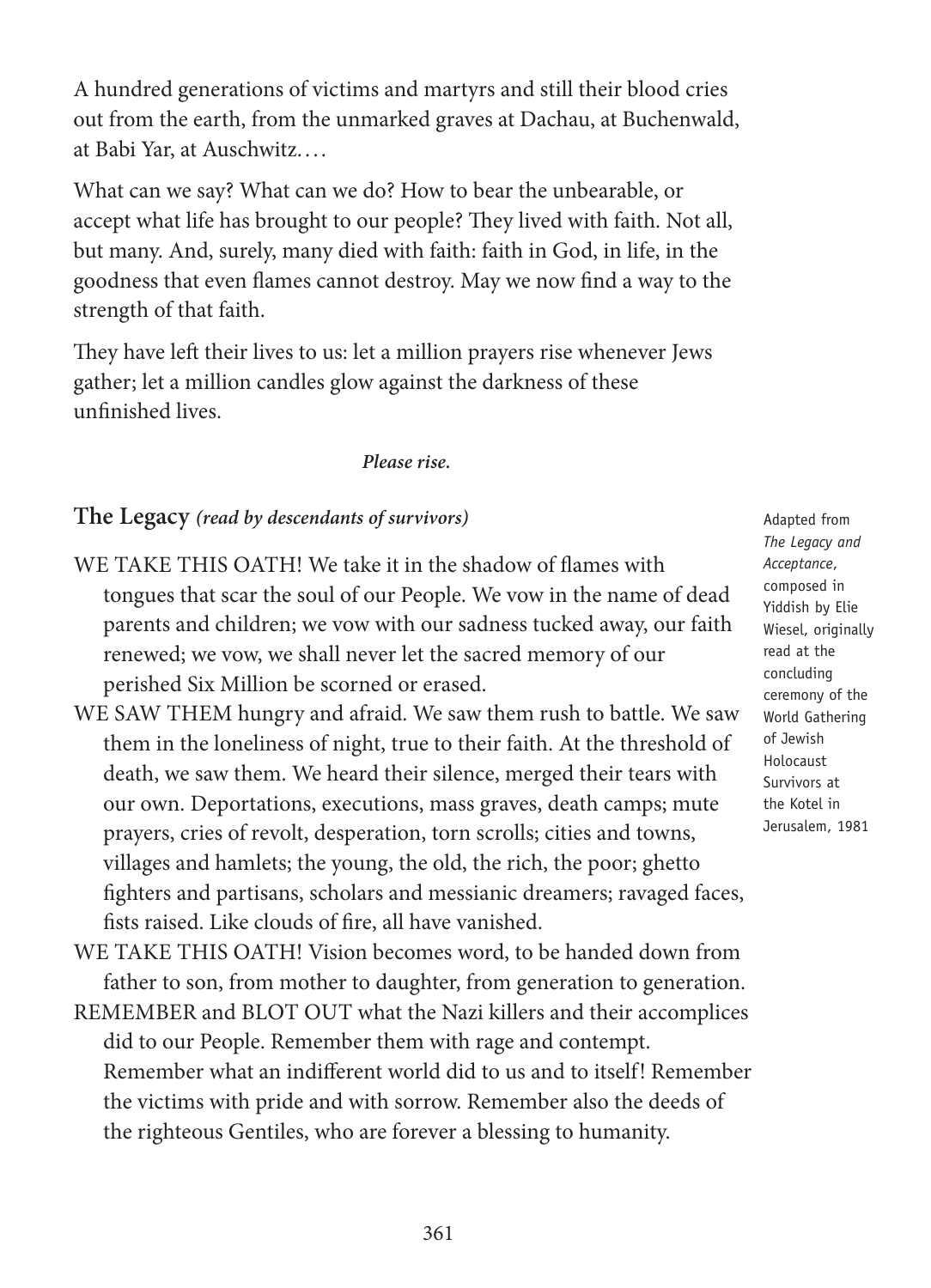A hundred generations of victims and martyrs and still their blood cries out from the earth, from the unmarked graves at Dachau, at Buchenwald, at Babi Yar, at Auschwitz. . . .

What can we say? What can we do? How to bear the unbearable, or accept what life has brought to our people? They lived with faith. Not all, but many. And, surely, many died with faith: faith in God, in life, in the goodness that even flames cannot destroy. May we now find a way to the strength of that faith.

They have left their lives to us: let a million prayers rise whenever Jews gather; let a million candles glow against the darkness of these unfinished lives.

***Please rise.***

## The Legacy *(read by descendants of survivors)*

Adapted from *The Legacy and Acceptance*, composed in Yiddish by Elie Wiesel, originally read at the concluding ceremony of the World Gathering of Jewish Holocaust Survivors at the Kotel in Jerusalem, 1981

WE TAKE THIS OATH! We take it in the shadow of flames with tongues that scar the soul of our People. We vow in the name of dead parents and children; we vow with our sadness tucked away, our faith renewed; we vow, we shall never let the sacred memory of our perished Six Million be scorned or erased.

WE SAW THEM hungry and afraid. We saw them rush to battle. We saw them in the loneliness of night, true to their faith. At the threshold of death, we saw them. We heard their silence, merged their tears with our own. Deportations, executions, mass graves, death camps; mute prayers, cries of revolt, desperation, torn scrolls; cities and towns, villages and hamlets; the young, the old, the rich, the poor; ghetto fighters and partisans, scholars and messianic dreamers; ravaged faces, fists raised. Like clouds of fire, all have vanished.

WE TAKE THIS OATH! Vision becomes word, to be handed down from father to son, from mother to daughter, from generation to generation.

REMEMBER and BLOT OUT what the Nazi killers and their accomplices did to our People. Remember them with rage and contempt. Remember what an indifferent world did to us and to itself! Remember the victims with pride and with sorrow. Remember also the deeds of the righteous Gentiles, who are forever a blessing to humanity.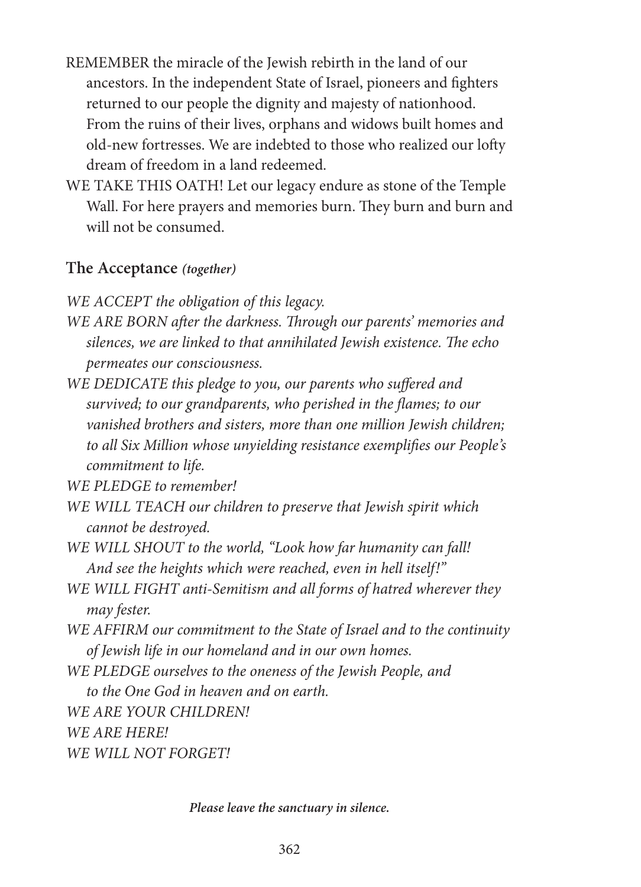REMEMBER the miracle of the Jewish rebirth in the land of our ancestors. In the independent State of Israel, pioneers and fighters returned to our people the dignity and majesty of nationhood. From the ruins of their lives, orphans and widows built homes and old-new fortresses. We are indebted to those who realized our lofty dream of freedom in a land redeemed.

WE TAKE THIS OATH! Let our legacy endure as stone of the Temple Wall. For here prayers and memories burn. They burn and burn and will not be consumed.

### The Acceptance *(together)*

*WE ACCEPT the obligation of this legacy.*

*WE ARE BORN after the darkness. Through our parents' memories and silences, we are linked to that annihilated Jewish existence. The echo permeates our consciousness.*

*WE DEDICATE this pledge to you, our parents who suffered and survived; to our grandparents, who perished in the flames; to our vanished brothers and sisters, more than one million Jewish children; to all Six Million whose unyielding resistance exemplifies our People's commitment to life.*

*WE PLEDGE to remember!*

*WE WILL TEACH our children to preserve that Jewish spirit which cannot be destroyed.*

*WE WILL SHOUT to the world, "Look how far humanity can fall! And see the heights which were reached, even in hell itself!"*

*WE WILL FIGHT anti-Semitism and all forms of hatred wherever they may fester.*

*WE AFFIRM our commitment to the State of Israel and to the continuity of Jewish life in our homeland and in our own homes.*

*WE PLEDGE ourselves to the oneness of the Jewish People, and to the One God in heaven and on earth.*

*WE ARE YOUR CHILDREN!*

*WE ARE HERE!*

*WE WILL NOT FORGET!*

***Please leave the sanctuary in silence.***